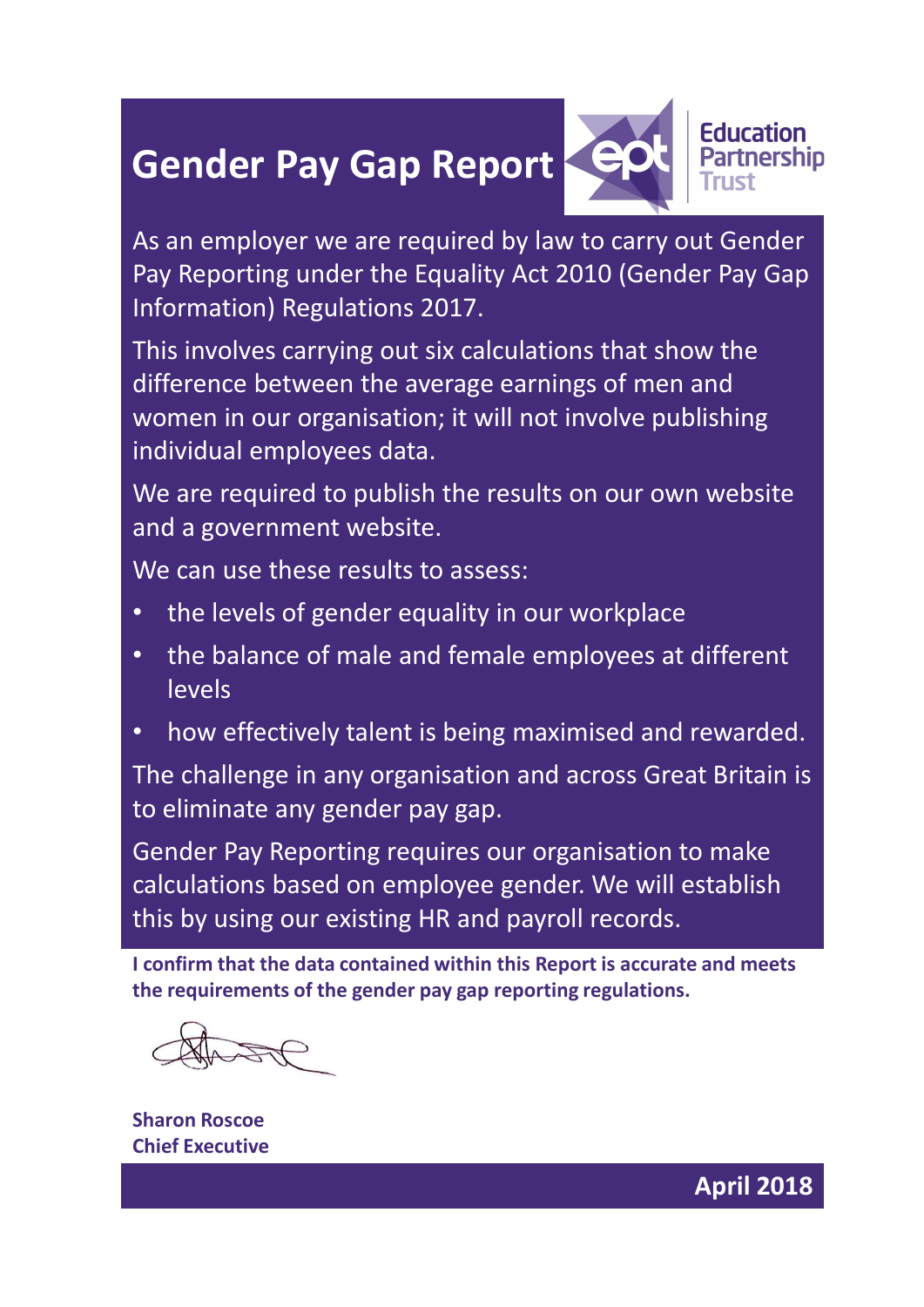# Gender Pay Gap Report

Education Partnership Trust

As an employer we are required by law to carry out Gender Pay Reporting under the Equality Act 2010 (Gender Pay Gap Information) Regulations 2017.

This involves carrying out six calculations that show the difference between the average earnings of men and women in our organisation; it will not involve publishing individual employees data.

We are required to publish the results on our own website and a government website.

We can use these results to assess:

- the levels of gender equality in our workplace
- the balance of male and female employees at different levels
- how effectively talent is being maximised and rewarded.

The challenge in any organisation and across Great Britain is to eliminate any gender pay gap.

Gender Pay Reporting requires our organisation to make calculations based on employee gender. We will establish this by using our existing HR and payroll records.

**I confirm that the data contained within this Report is accurate and meets the requirements of the gender pay gap reporting regulations.**

**Sharon Roscoe**
**Chief Executive**

**April 2018**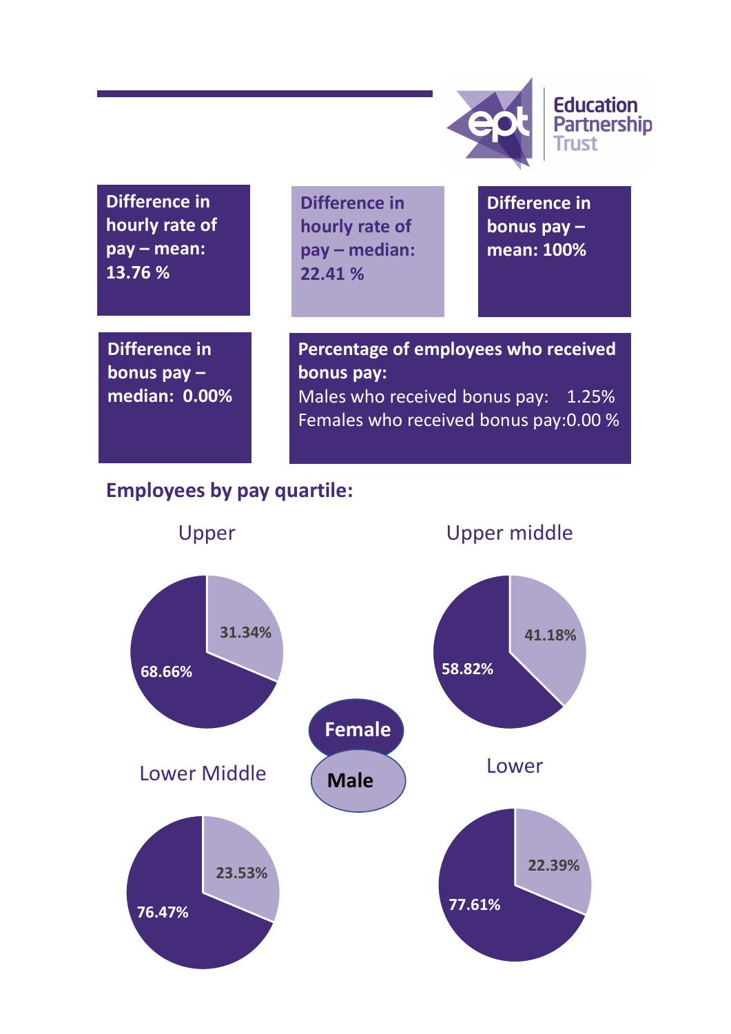Education Partnership Trust

**Difference in hourly rate of pay – mean: 13.76 %**

**Difference in hourly rate of pay – median: 22.41 %**

**Difference in bonus pay – mean: 100%**

**Difference in bonus pay – median: 0.00%**

**Percentage of employees who received bonus pay:**

Males who received bonus pay: 1.25%

Females who received bonus pay:0.00 %

## Employees by pay quartile:

Upper

31.34%

68.66%

Upper middle

41.18%

58.82%

Female

Male

Lower Middle

23.53%

76.47%

Lower

22.39%

77.61%